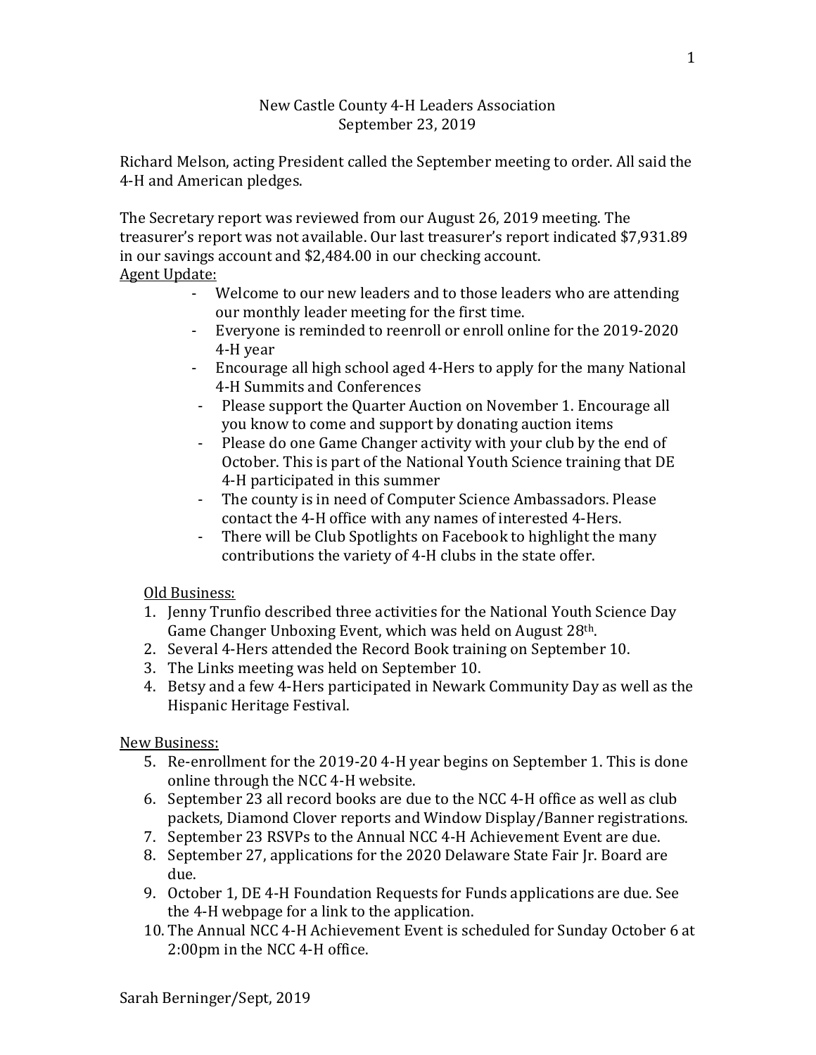New Castle County 4-H Leaders Association
September 23, 2019

Richard Melson, acting President called the September meeting to order. All said the 4-H and American pledges.

The Secretary report was reviewed from our August 26, 2019 meeting. The treasurer's report was not available. Our last treasurer's report indicated $7,931.89 in our savings account and $2,484.00 in our checking account.

Agent Update:

- Welcome to our new leaders and to those leaders who are attending our monthly leader meeting for the first time.
- Everyone is reminded to reenroll or enroll online for the 2019-2020 4-H year
- Encourage all high school aged 4-Hers to apply for the many National 4-H Summits and Conferences
- Please support the Quarter Auction on November 1. Encourage all you know to come and support by donating auction items
- Please do one Game Changer activity with your club by the end of October. This is part of the National Youth Science training that DE 4-H participated in this summer
- The county is in need of Computer Science Ambassadors. Please contact the 4-H office with any names of interested 4-Hers.
- There will be Club Spotlights on Facebook to highlight the many contributions the variety of 4-H clubs in the state offer.

Old Business:

1. Jenny Trunfio described three activities for the National Youth Science Day Game Changer Unboxing Event, which was held on August 28th.
2. Several 4-Hers attended the Record Book training on September 10.
3. The Links meeting was held on September 10.
4. Betsy and a few 4-Hers participated in Newark Community Day as well as the Hispanic Heritage Festival.

New Business:

5. Re-enrollment for the 2019-20 4-H year begins on September 1. This is done online through the NCC 4-H website.
6. September 23 all record books are due to the NCC 4-H office as well as club packets, Diamond Clover reports and Window Display/Banner registrations.
7. September 23 RSVPs to the Annual NCC 4-H Achievement Event are due.
8. September 27, applications for the 2020 Delaware State Fair Jr. Board are due.
9. October 1, DE 4-H Foundation Requests for Funds applications are due. See the 4-H webpage for a link to the application.
10. The Annual NCC 4-H Achievement Event is scheduled for Sunday October 6 at 2:00pm in the NCC 4-H office.

Sarah Berninger/Sept, 2019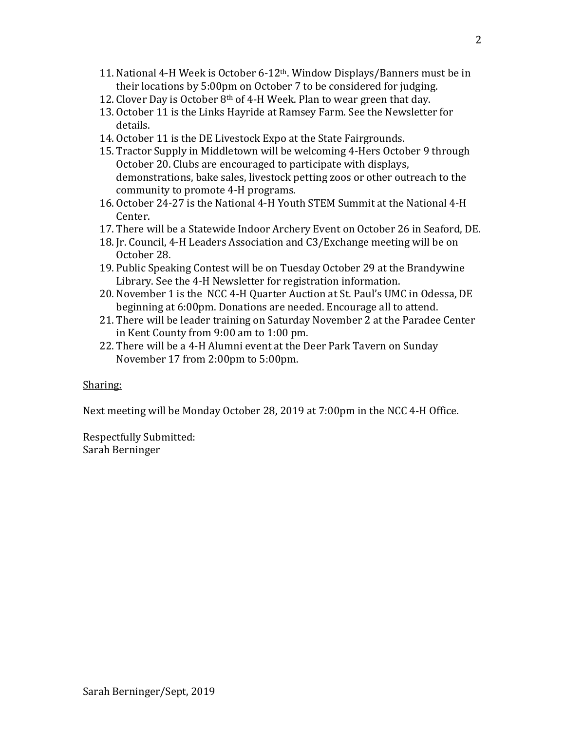11. National 4-H Week is October 6-12th. Window Displays/Banners must be in their locations by 5:00pm on October 7 to be considered for judging.
12. Clover Day is October 8th of 4-H Week. Plan to wear green that day.
13. October 11 is the Links Hayride at Ramsey Farm. See the Newsletter for details.
14. October 11 is the DE Livestock Expo at the State Fairgrounds.
15. Tractor Supply in Middletown will be welcoming 4-Hers October 9 through October 20. Clubs are encouraged to participate with displays, demonstrations, bake sales, livestock petting zoos or other outreach to the community to promote 4-H programs.
16. October 24-27 is the National 4-H Youth STEM Summit at the National 4-H Center.
17. There will be a Statewide Indoor Archery Event on October 26 in Seaford, DE.
18. Jr. Council, 4-H Leaders Association and C3/Exchange meeting will be on October 28.
19. Public Speaking Contest will be on Tuesday October 29 at the Brandywine Library. See the 4-H Newsletter for registration information.
20. November 1 is the NCC 4-H Quarter Auction at St. Paul's UMC in Odessa, DE beginning at 6:00pm. Donations are needed. Encourage all to attend.
21. There will be leader training on Saturday November 2 at the Paradee Center in Kent County from 9:00 am to 1:00 pm.
22. There will be a 4-H Alumni event at the Deer Park Tavern on Sunday November 17 from 2:00pm to 5:00pm.

<u>Sharing:</u>

Next meeting will be Monday October 28, 2019 at 7:00pm in the NCC 4-H Office.

Respectfully Submitted:
Sarah Berninger